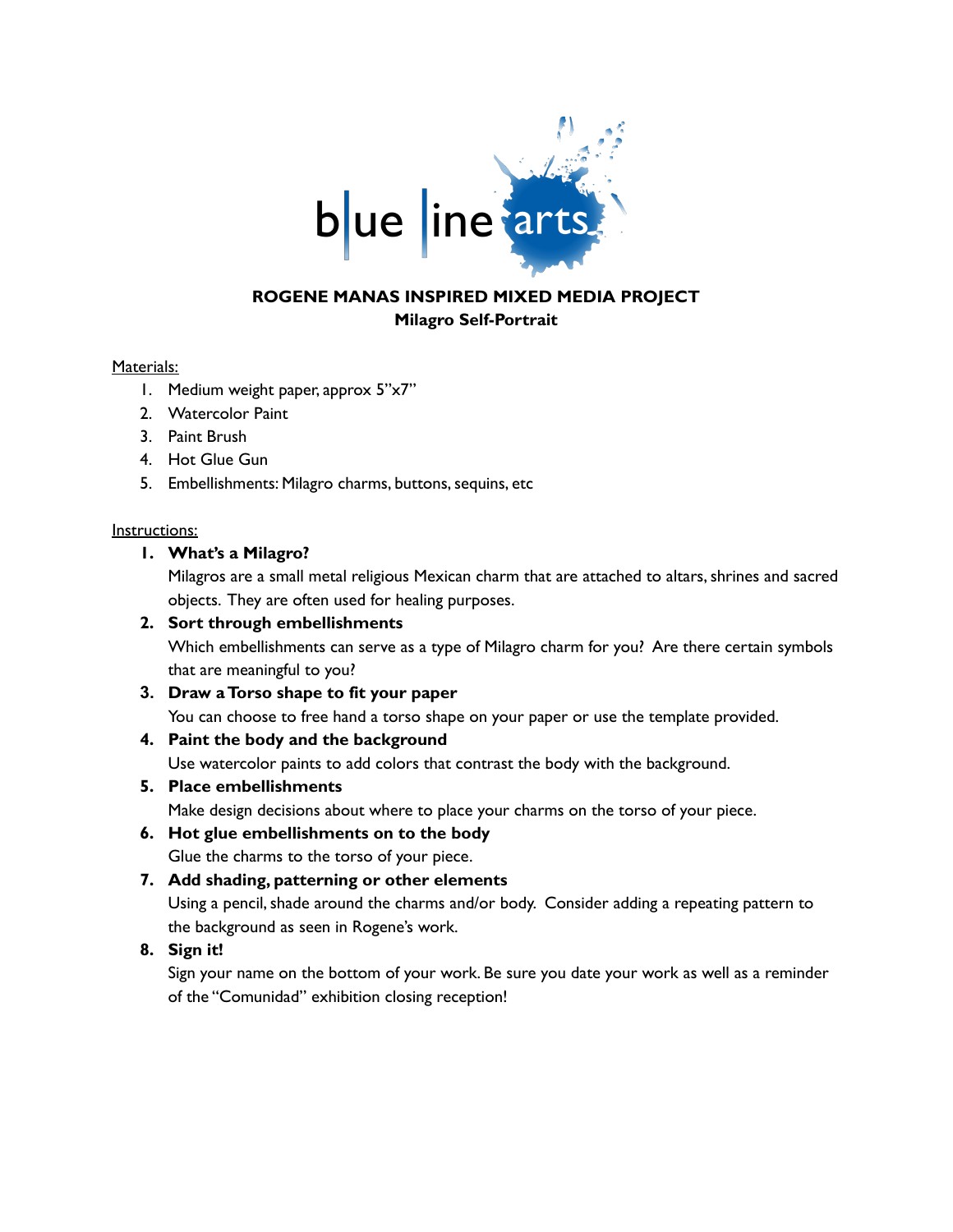blue line arts

**ROGENE MANAS INSPIRED MIXED MEDIA PROJECT**
**Milagro Self-Portrait**

Materials:

1. Medium weight paper, approx 5"x7"
2. Watercolor Paint
3. Paint Brush
4. Hot Glue Gun
5. Embellishments: Milagro charms, buttons, sequins, etc

Instructions:

1. **What's a Milagro?**
   Milagros are a small metal religious Mexican charm that are attached to altars, shrines and sacred objects. They are often used for healing purposes.
2. **Sort through embellishments**
   Which embellishments can serve as a type of Milagro charm for you? Are there certain symbols that are meaningful to you?
3. **Draw a Torso shape to fit your paper**
   You can choose to free hand a torso shape on your paper or use the template provided.
4. **Paint the body and the background**
   Use watercolor paints to add colors that contrast the body with the background.
5. **Place embellishments**
   Make design decisions about where to place your charms on the torso of your piece.
6. **Hot glue embellishments on to the body**
   Glue the charms to the torso of your piece.
7. **Add shading, patterning or other elements**
   Using a pencil, shade around the charms and/or body. Consider adding a repeating pattern to the background as seen in Rogene's work.
8. **Sign it!**
   Sign your name on the bottom of your work. Be sure you date your work as well as a reminder of the "Comunidad" exhibition closing reception!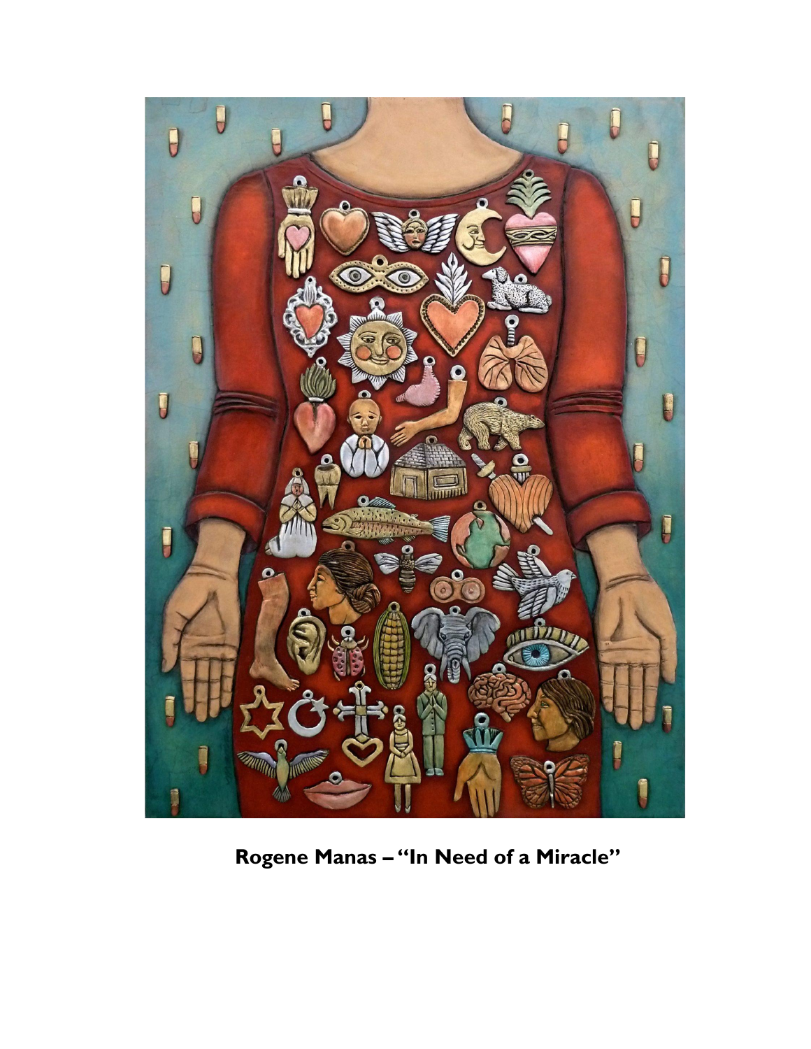**Rogene Manas – "In Need of a Miracle"**